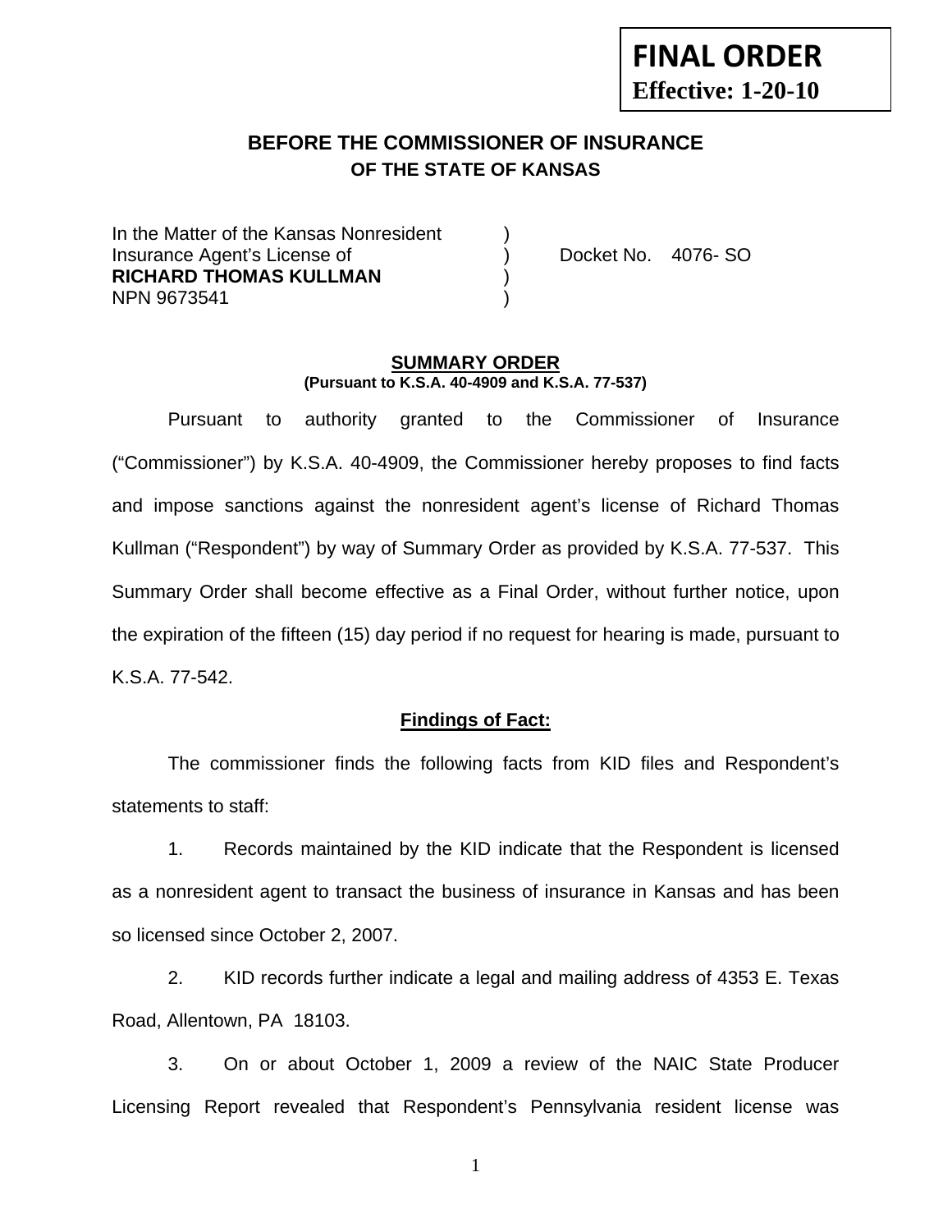**FINAL ORDER**
**Effective: 1-20-10**

## BEFORE THE COMMISSIONER OF INSURANCE
### OF THE STATE OF KANSAS

| | | |
|---|---|---|
| In the Matter of the Kansas Nonresident | ) | |
| Insurance Agent's License of | ) | Docket No. 4076- SO |
| **RICHARD THOMAS KULLMAN** | ) | |
| NPN 9673541 | ) | |

**SUMMARY ORDER**
**(Pursuant to K.S.A. 40-4909 and K.S.A. 77-537)**

Pursuant to authority granted to the Commissioner of Insurance ("Commissioner") by K.S.A. 40-4909, the Commissioner hereby proposes to find facts and impose sanctions against the nonresident agent's license of Richard Thomas Kullman ("Respondent") by way of Summary Order as provided by K.S.A. 77-537. This Summary Order shall become effective as a Final Order, without further notice, upon the expiration of the fifteen (15) day period if no request for hearing is made, pursuant to K.S.A. 77-542.

**Findings of Fact:**

The commissioner finds the following facts from KID files and Respondent's statements to staff:

1. Records maintained by the KID indicate that the Respondent is licensed as a nonresident agent to transact the business of insurance in Kansas and has been so licensed since October 2, 2007.

2. KID records further indicate a legal and mailing address of 4353 E. Texas Road, Allentown, PA 18103.

3. On or about October 1, 2009 a review of the NAIC State Producer Licensing Report revealed that Respondent's Pennsylvania resident license was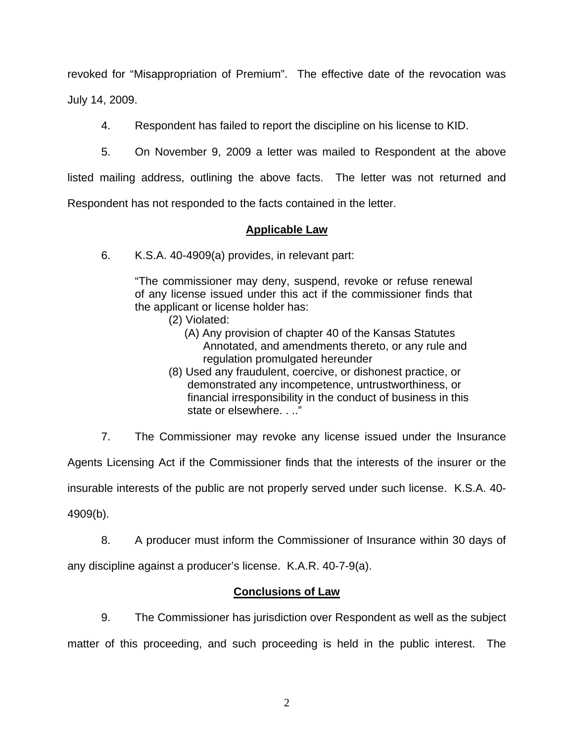revoked for "Misappropriation of Premium". The effective date of the revocation was July 14, 2009.

4. Respondent has failed to report the discipline on his license to KID.

5. On November 9, 2009 a letter was mailed to Respondent at the above listed mailing address, outlining the above facts. The letter was not returned and Respondent has not responded to the facts contained in the letter.

## Applicable Law

6. K.S.A. 40-4909(a) provides, in relevant part:

> "The commissioner may deny, suspend, revoke or refuse renewal of any license issued under this act if the commissioner finds that the applicant or license holder has:
>
> (2) Violated:
>
> (A) Any provision of chapter 40 of the Kansas Statutes Annotated, and amendments thereto, or any rule and regulation promulgated hereunder
>
> (8) Used any fraudulent, coercive, or dishonest practice, or demonstrated any incompetence, untrustworthiness, or financial irresponsibility in the conduct of business in this state or elsewhere. . .."

7. The Commissioner may revoke any license issued under the Insurance Agents Licensing Act if the Commissioner finds that the interests of the insurer or the insurable interests of the public are not properly served under such license. K.S.A. 40-4909(b).

8. A producer must inform the Commissioner of Insurance within 30 days of any discipline against a producer's license. K.A.R. 40-7-9(a).

## Conclusions of Law

9. The Commissioner has jurisdiction over Respondent as well as the subject matter of this proceeding, and such proceeding is held in the public interest. The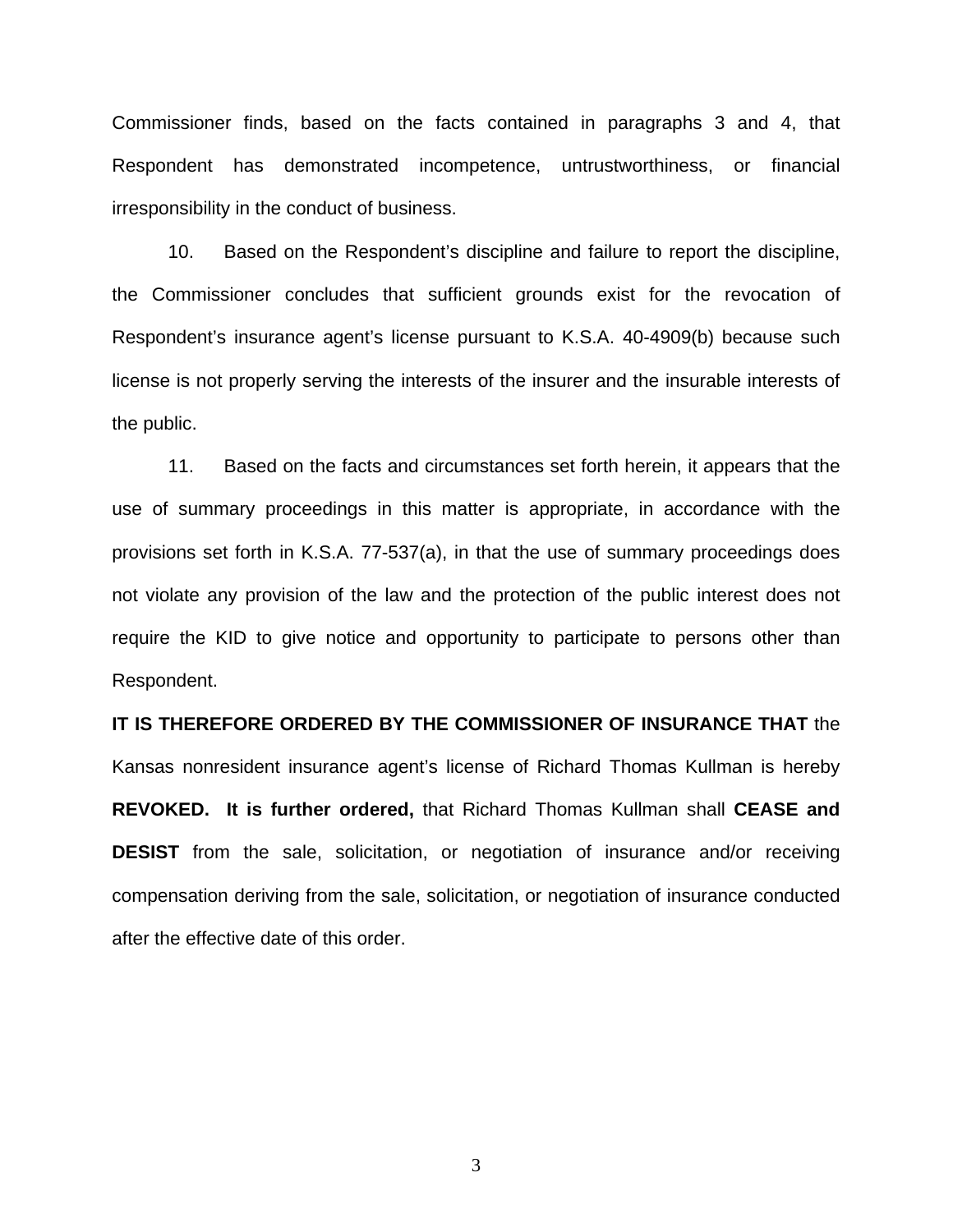Commissioner finds, based on the facts contained in paragraphs 3 and 4, that Respondent has demonstrated incompetence, untrustworthiness, or financial irresponsibility in the conduct of business.

10. Based on the Respondent's discipline and failure to report the discipline, the Commissioner concludes that sufficient grounds exist for the revocation of Respondent's insurance agent's license pursuant to K.S.A. 40-4909(b) because such license is not properly serving the interests of the insurer and the insurable interests of the public.

11. Based on the facts and circumstances set forth herein, it appears that the use of summary proceedings in this matter is appropriate, in accordance with the provisions set forth in K.S.A. 77-537(a), in that the use of summary proceedings does not violate any provision of the law and the protection of the public interest does not require the KID to give notice and opportunity to participate to persons other than Respondent.

**IT IS THEREFORE ORDERED BY THE COMMISSIONER OF INSURANCE THAT** the Kansas nonresident insurance agent's license of Richard Thomas Kullman is hereby **REVOKED.** **It is further ordered,** that Richard Thomas Kullman shall **CEASE and DESIST** from the sale, solicitation, or negotiation of insurance and/or receiving compensation deriving from the sale, solicitation, or negotiation of insurance conducted after the effective date of this order.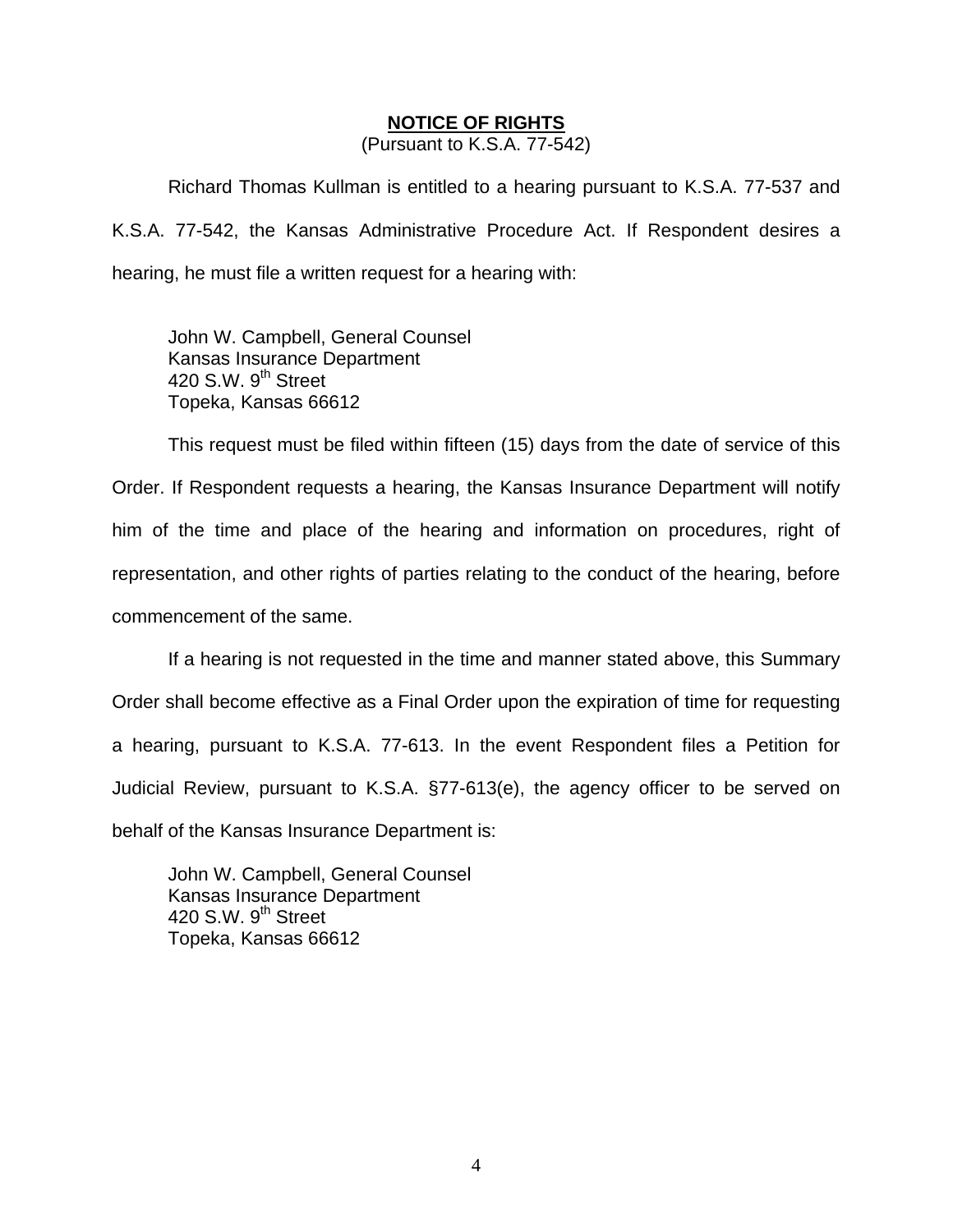## NOTICE OF RIGHTS

(Pursuant to K.S.A. 77-542)

Richard Thomas Kullman is entitled to a hearing pursuant to K.S.A. 77-537 and K.S.A. 77-542, the Kansas Administrative Procedure Act. If Respondent desires a hearing, he must file a written request for a hearing with:

John W. Campbell, General Counsel
Kansas Insurance Department
420 S.W. 9th Street
Topeka, Kansas 66612

This request must be filed within fifteen (15) days from the date of service of this Order. If Respondent requests a hearing, the Kansas Insurance Department will notify him of the time and place of the hearing and information on procedures, right of representation, and other rights of parties relating to the conduct of the hearing, before commencement of the same.

If a hearing is not requested in the time and manner stated above, this Summary Order shall become effective as a Final Order upon the expiration of time for requesting a hearing, pursuant to K.S.A. 77-613. In the event Respondent files a Petition for Judicial Review, pursuant to K.S.A. §77-613(e), the agency officer to be served on behalf of the Kansas Insurance Department is:

John W. Campbell, General Counsel
Kansas Insurance Department
420 S.W. 9th Street
Topeka, Kansas 66612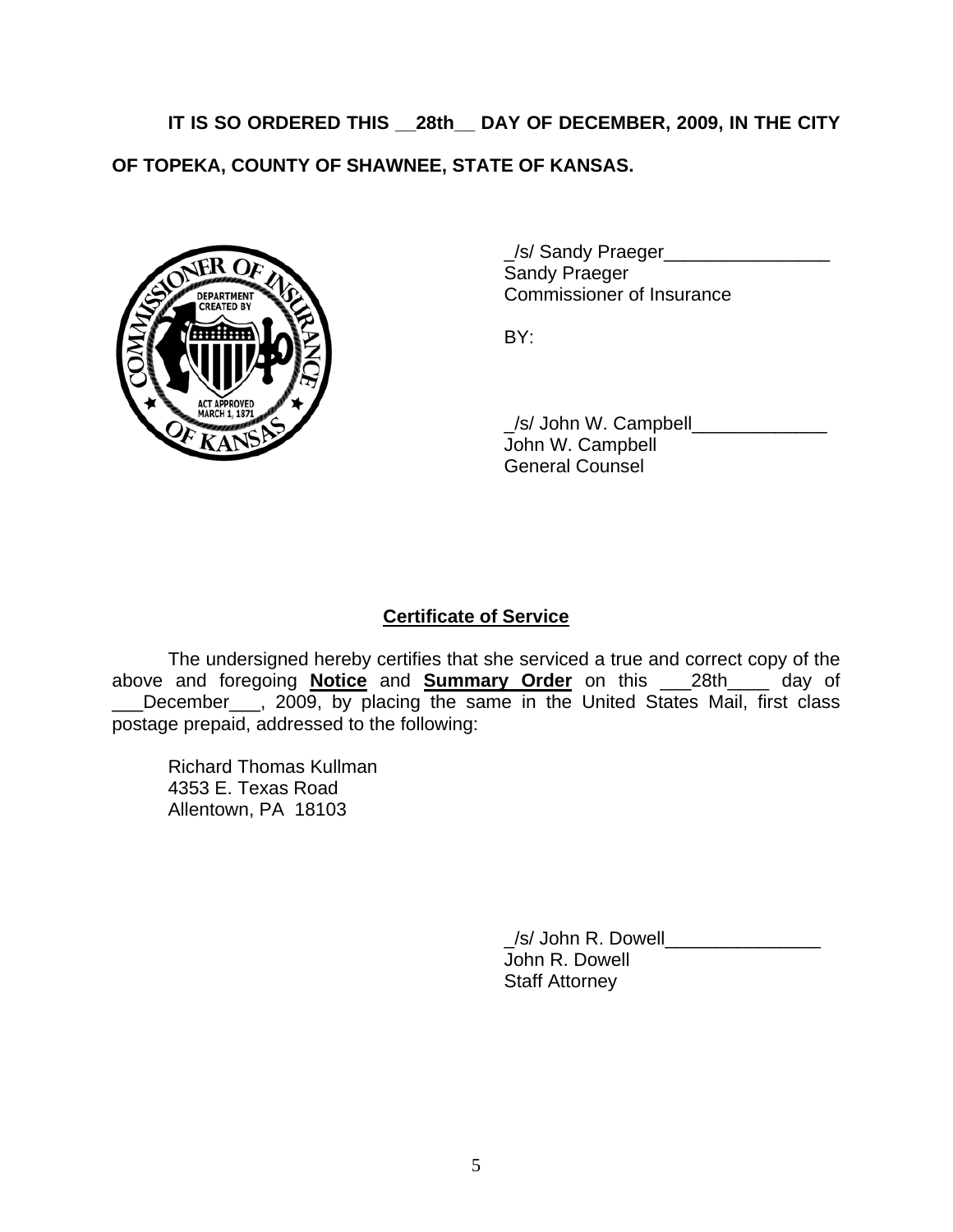**IT IS SO ORDERED THIS __28th__ DAY OF DECEMBER, 2009, IN THE CITY OF TOPEKA, COUNTY OF SHAWNEE, STATE OF KANSAS.**

_/s/ Sandy Praeger________________
Sandy Praeger
Commissioner of Insurance

BY:

_/s/ John W. Campbell_____________
John W. Campbell
General Counsel

## Certificate of Service

The undersigned hereby certifies that she serviced a true and correct copy of the above and foregoing **Notice** and **Summary Order** on this ___28th____ day of ___December___, 2009, by placing the same in the United States Mail, first class postage prepaid, addressed to the following:

Richard Thomas Kullman
4353 E. Texas Road
Allentown, PA 18103

_/s/ John R. Dowell_______________
John R. Dowell
Staff Attorney